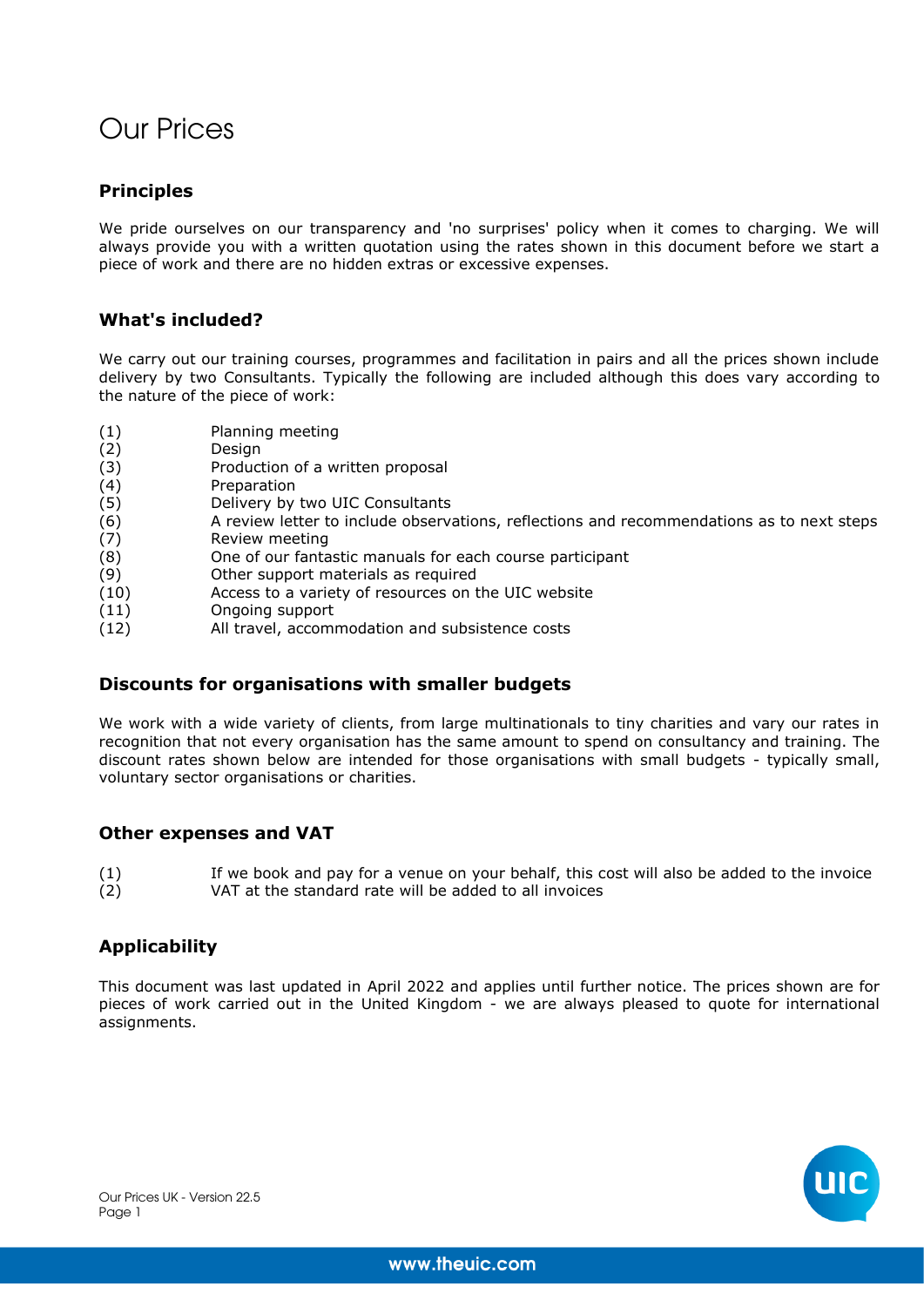# Our Prices

## Principles

We pride ourselves on our transparency and 'no surprises' policy when it comes to charging. We will always provide you with a written quotation using the rates shown in this document before we start a piece of work and there are no hidden extras or excessive expenses.

## What's included?

We carry out our training courses, programmes and facilitation in pairs and all the prices shown include delivery by two Consultants. Typically the following are included although this does vary according to the nature of the piece of work:

(1) Planning meeting
(2) Design
(3) Production of a written proposal
(4) Preparation
(5) Delivery by two UIC Consultants
(6) A review letter to include observations, reflections and recommendations as to next steps
(7) Review meeting
(8) One of our fantastic manuals for each course participant
(9) Other support materials as required
(10) Access to a variety of resources on the UIC website
(11) Ongoing support
(12) All travel, accommodation and subsistence costs

## Discounts for organisations with smaller budgets

We work with a wide variety of clients, from large multinationals to tiny charities and vary our rates in recognition that not every organisation has the same amount to spend on consultancy and training. The discount rates shown below are intended for those organisations with small budgets - typically small, voluntary sector organisations or charities.

## Other expenses and VAT

(1) If we book and pay for a venue on your behalf, this cost will also be added to the invoice
(2) VAT at the standard rate will be added to all invoices

## Applicability

This document was last updated in April 2022 and applies until further notice. The prices shown are for pieces of work carried out in the United Kingdom - we are always pleased to quote for international assignments.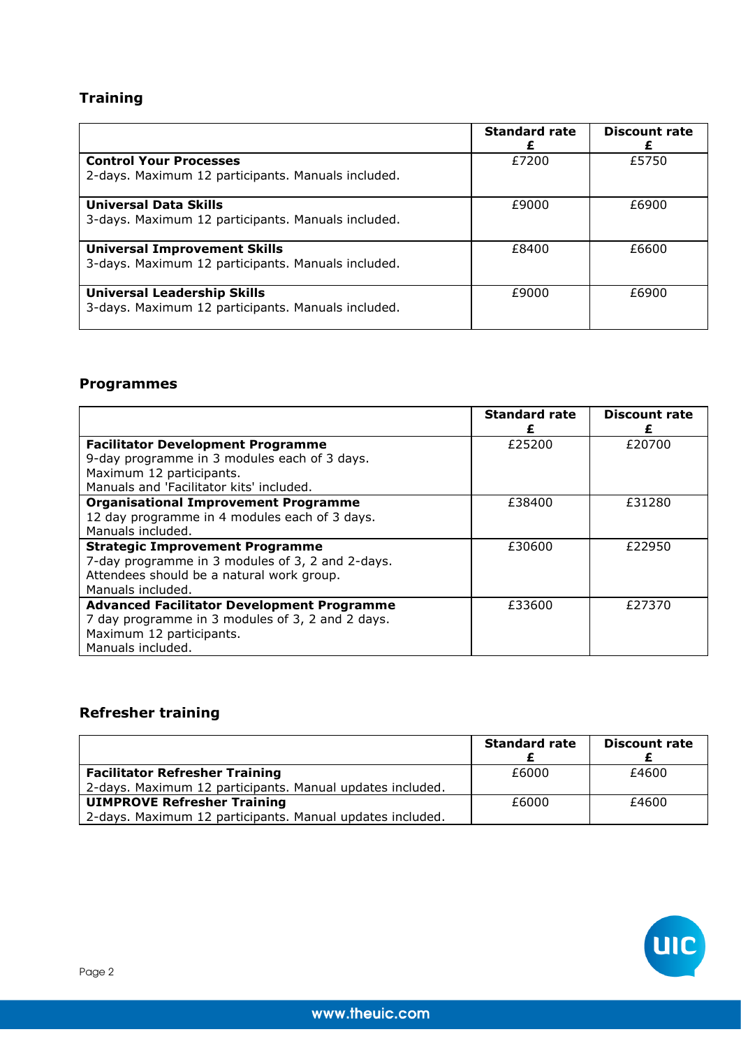## Training

| | Standard rate £ | Discount rate £ |
|---|---|---|
| **Control Your Processes**<br>2-days. Maximum 12 participants. Manuals included. | £7200 | £5750 |
| **Universal Data Skills**<br>3-days. Maximum 12 participants. Manuals included. | £9000 | £6900 |
| **Universal Improvement Skills**<br>3-days. Maximum 12 participants. Manuals included. | £8400 | £6600 |
| **Universal Leadership Skills**<br>3-days. Maximum 12 participants. Manuals included. | £9000 | £6900 |

## Programmes

| | Standard rate £ | Discount rate £ |
|---|---|---|
| **Facilitator Development Programme**<br>9-day programme in 3 modules each of 3 days.<br>Maximum 12 participants.<br>Manuals and 'Facilitator kits' included. | £25200 | £20700 |
| **Organisational Improvement Programme**<br>12 day programme in 4 modules each of 3 days.<br>Manuals included. | £38400 | £31280 |
| **Strategic Improvement Programme**<br>7-day programme in 3 modules of 3, 2 and 2-days.<br>Attendees should be a natural work group.<br>Manuals included. | £30600 | £22950 |
| **Advanced Facilitator Development Programme**<br>7 day programme in 3 modules of 3, 2 and 2 days.<br>Maximum 12 participants.<br>Manuals included. | £33600 | £27370 |

## Refresher training

| | Standard rate £ | Discount rate £ |
|---|---|---|
| **Facilitator Refresher Training**<br>2-days. Maximum 12 participants. Manual updates included. | £6000 | £4600 |
| **UIMPROVE Refresher Training**<br>2-days. Maximum 12 participants. Manual updates included. | £6000 | £4600 |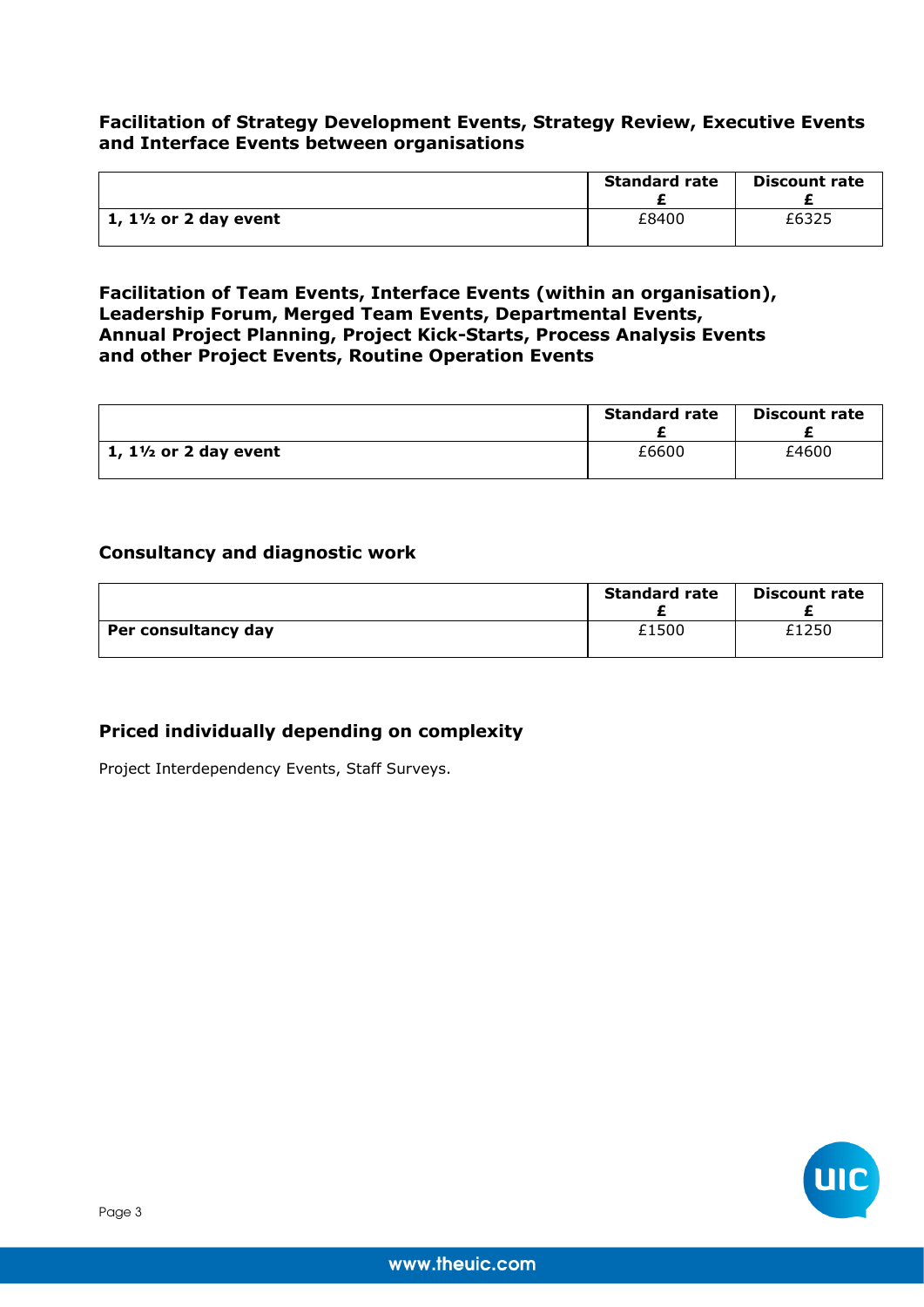**Facilitation of Strategy Development Events, Strategy Review, Executive Events and Interface Events between organisations**

| | Standard rate £ | Discount rate £ |
|---|---|---|
| **1, 1½ or 2 day event** | £8400 | £6325 |

**Facilitation of Team Events, Interface Events (within an organisation), Leadership Forum, Merged Team Events, Departmental Events, Annual Project Planning, Project Kick-Starts, Process Analysis Events and other Project Events, Routine Operation Events**

| | Standard rate £ | Discount rate £ |
|---|---|---|
| **1, 1½ or 2 day event** | £6600 | £4600 |

**Consultancy and diagnostic work**

| | Standard rate £ | Discount rate £ |
|---|---|---|
| **Per consultancy day** | £1500 | £1250 |

**Priced individually depending on complexity**

Project Interdependency Events, Staff Surveys.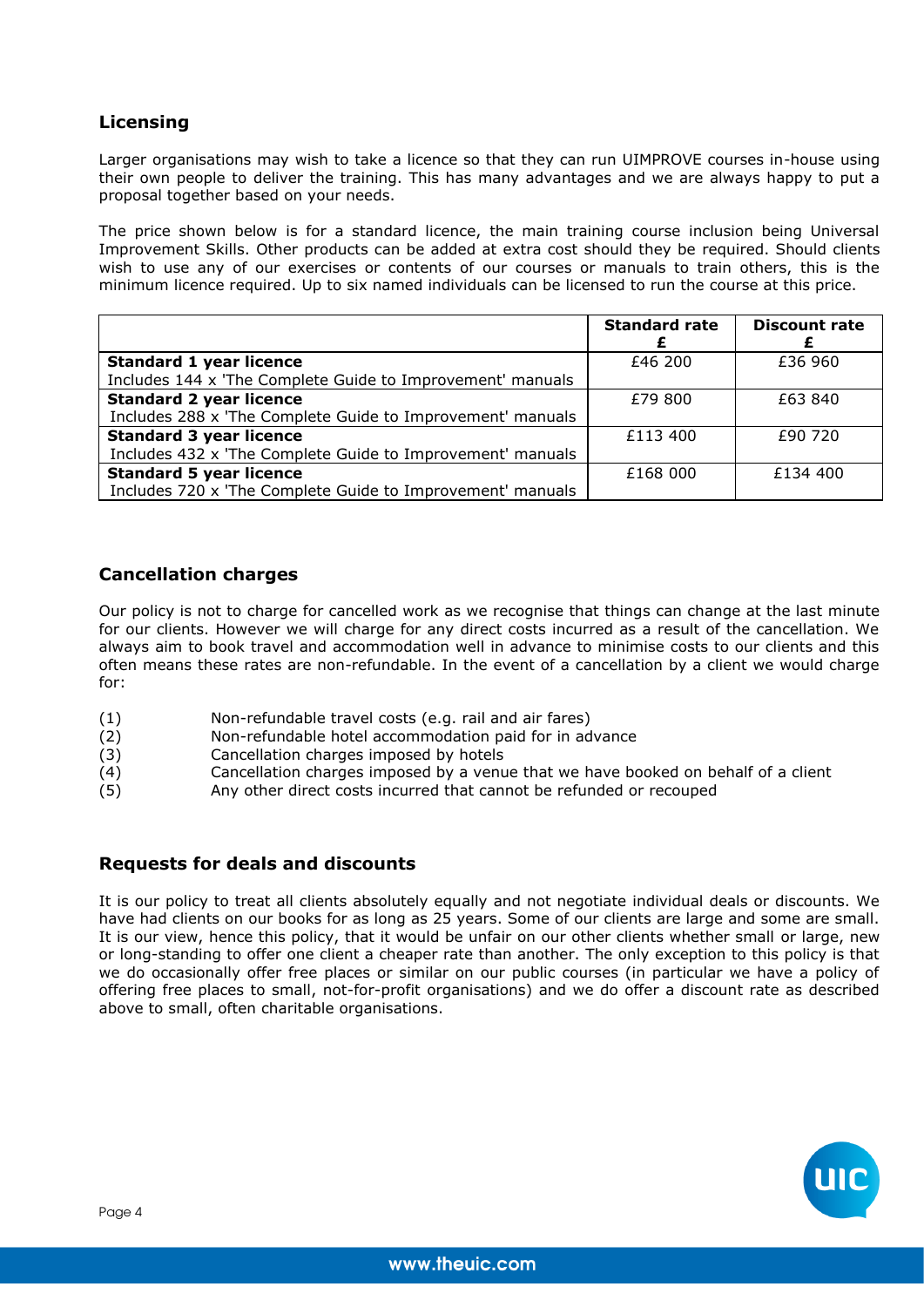## Licensing

Larger organisations may wish to take a licence so that they can run UIMPROVE courses in-house using their own people to deliver the training. This has many advantages and we are always happy to put a proposal together based on your needs.

The price shown below is for a standard licence, the main training course inclusion being Universal Improvement Skills. Other products can be added at extra cost should they be required. Should clients wish to use any of our exercises or contents of our courses or manuals to train others, this is the minimum licence required. Up to six named individuals can be licensed to run the course at this price.

| | Standard rate £ | Discount rate £ |
|---|---|---|
| **Standard 1 year licence**<br>Includes 144 x 'The Complete Guide to Improvement' manuals | £46 200 | £36 960 |
| **Standard 2 year licence**<br>Includes 288 x 'The Complete Guide to Improvement' manuals | £79 800 | £63 840 |
| **Standard 3 year licence**<br>Includes 432 x 'The Complete Guide to Improvement' manuals | £113 400 | £90 720 |
| **Standard 5 year licence**<br>Includes 720 x 'The Complete Guide to Improvement' manuals | £168 000 | £134 400 |

## Cancellation charges

Our policy is not to charge for cancelled work as we recognise that things can change at the last minute for our clients. However we will charge for any direct costs incurred as a result of the cancellation. We always aim to book travel and accommodation well in advance to minimise costs to our clients and this often means these rates are non-refundable. In the event of a cancellation by a client we would charge for:

(1) Non-refundable travel costs (e.g. rail and air fares)
(2) Non-refundable hotel accommodation paid for in advance
(3) Cancellation charges imposed by hotels
(4) Cancellation charges imposed by a venue that we have booked on behalf of a client
(5) Any other direct costs incurred that cannot be refunded or recouped

## Requests for deals and discounts

It is our policy to treat all clients absolutely equally and not negotiate individual deals or discounts. We have had clients on our books for as long as 25 years. Some of our clients are large and some are small. It is our view, hence this policy, that it would be unfair on our other clients whether small or large, new or long-standing to offer one client a cheaper rate than another. The only exception to this policy is that we do occasionally offer free places or similar on our public courses (in particular we have a policy of offering free places to small, not-for-profit organisations) and we do offer a discount rate as described above to small, often charitable organisations.